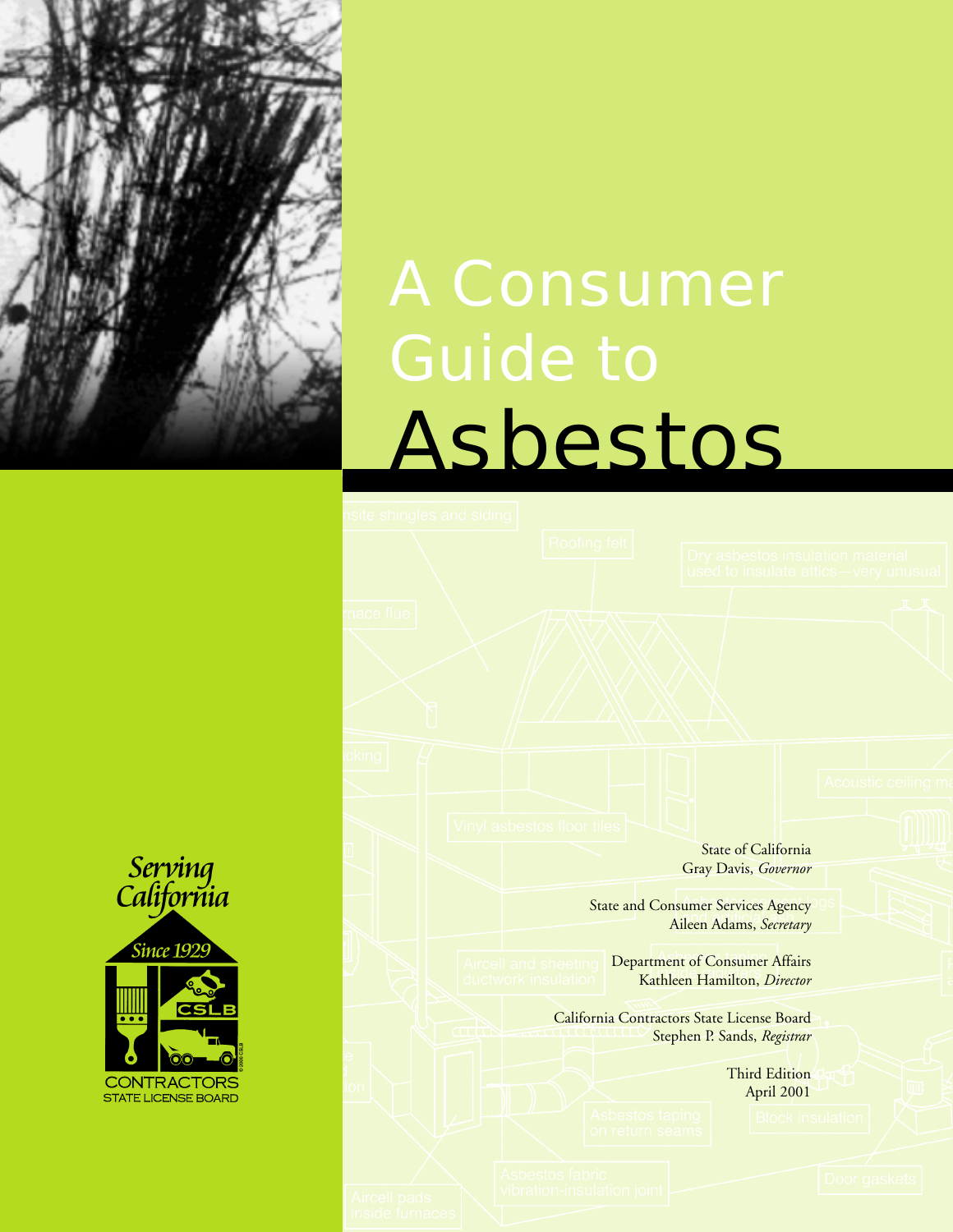# A Consumer Guide to Asbestos

State of California
Gray Davis, *Governor*

State and Consumer Services Agency
Aileen Adams, *Secretary*

Department of Consumer Affairs
Kathleen Hamilton, *Director*

California Contractors State License Board
Stephen P. Sands, *Registrar*

Third Edition
April 2001

Serving California
Since 1929
CSLB
CONTRACTORS
STATE LICENSE BOARD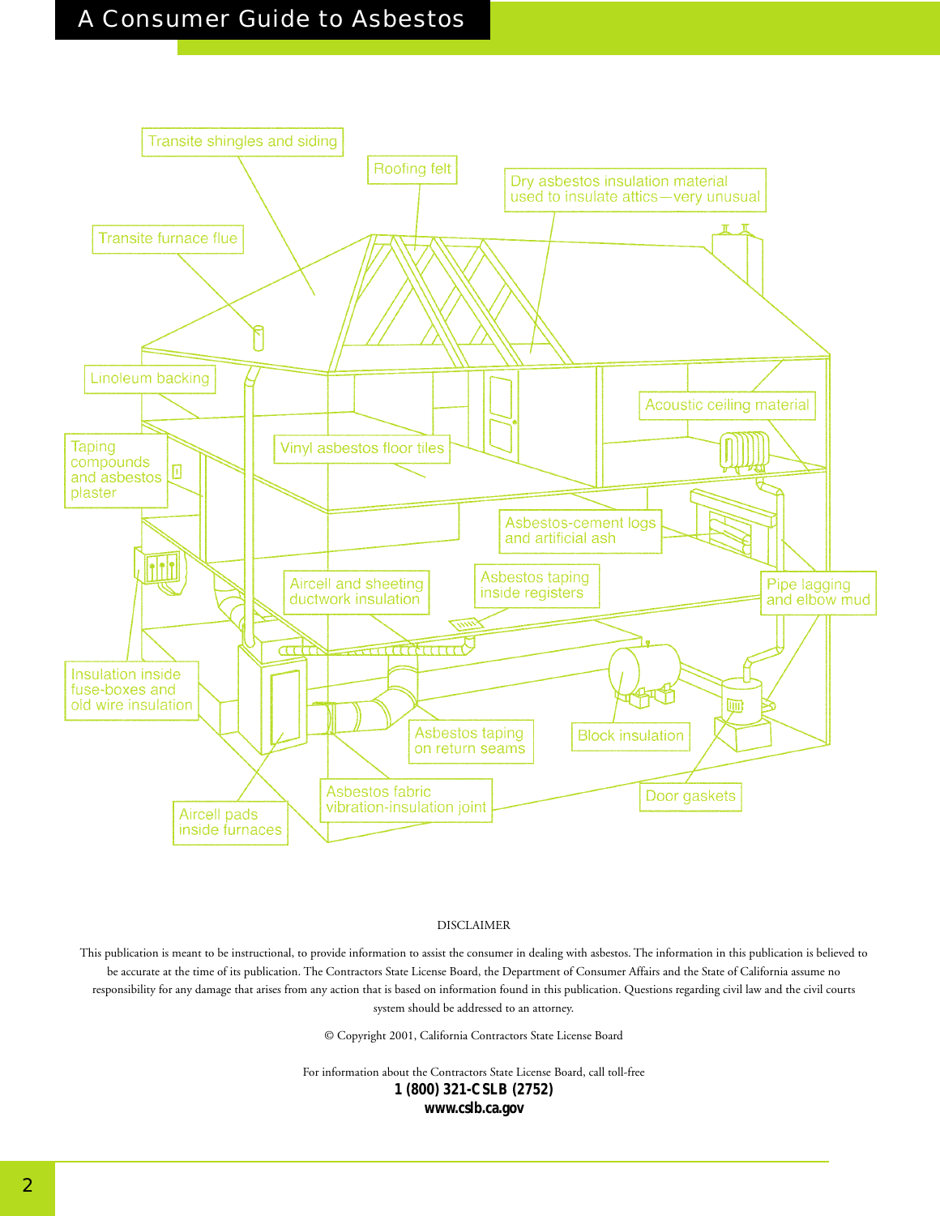Transite shingles and siding

Roofing felt

Dry asbestos insulation material used to insulate attics—very unusual

Transite furnace flue

Linoleum backing

Acoustic ceiling material

Taping compounds and asbestos plaster

Vinyl asbestos floor tiles

Asbestos-cement logs and artificial ash

Aircell and sheeting ductwork insulation

Asbestos taping inside registers

Pipe lagging and elbow mud

Insulation inside fuse-boxes and old wire insulation

Asbestos taping on return seams

Block insulation

Door gaskets

Asbestos fabric vibration-insulation joint

Aircell pads inside furnaces

DISCLAIMER

This publication is meant to be instructional, to provide information to assist the consumer in dealing with asbestos. The information in this publication is believed to be accurate at the time of its publication. The Contractors State License Board, the Department of Consumer Affairs and the State of California assume no responsibility for any damage that arises from any action that is based on information found in this publication. Questions regarding civil law and the civil courts system should be addressed to an attorney.

© Copyright 2001, California Contractors State License Board

For information about the Contractors State License Board, call toll-free

**1 (800) 321-CSLB (2752)**

**www.cslb.ca.gov**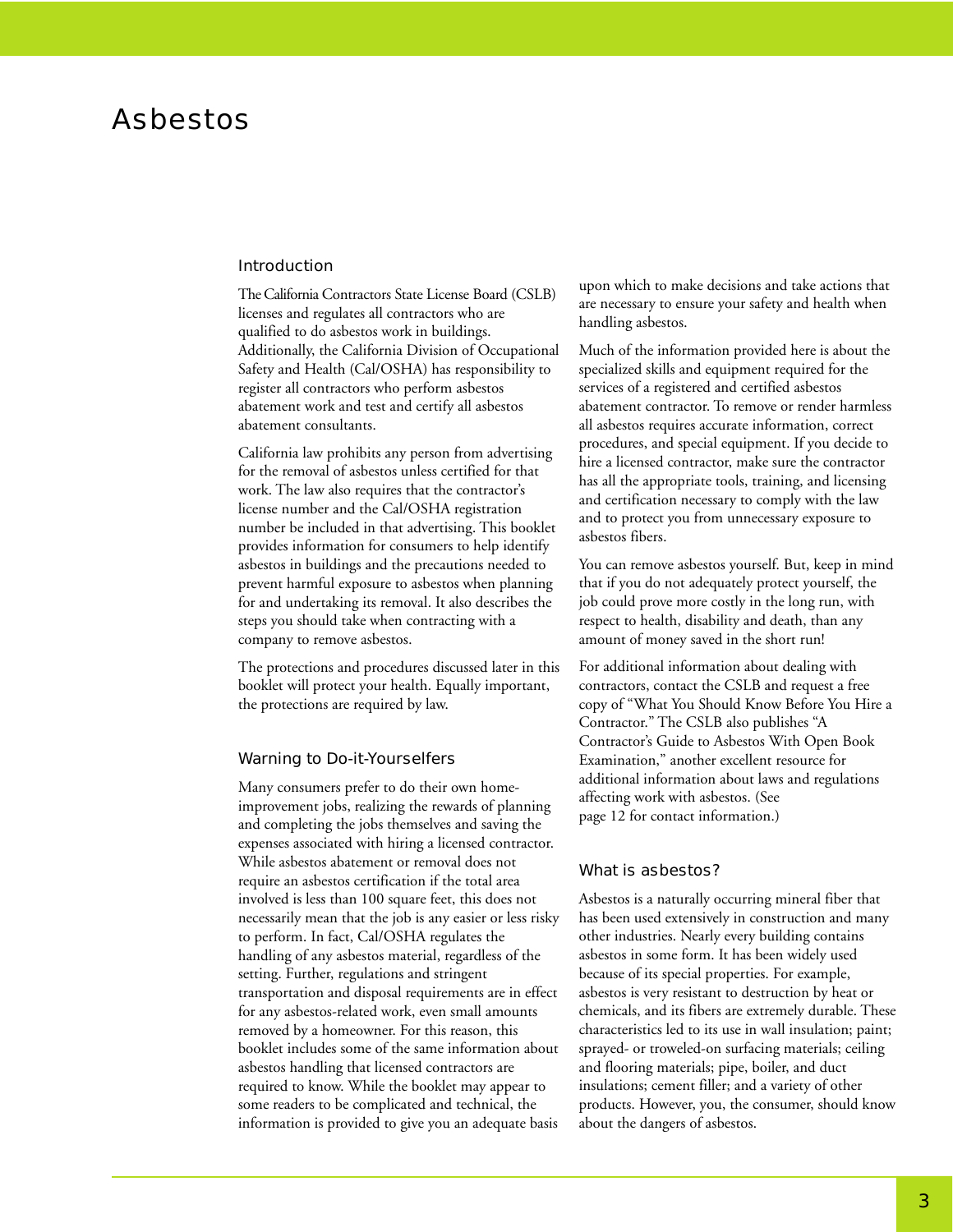# Asbestos

## Introduction

The California Contractors State License Board (CSLB) licenses and regulates all contractors who are qualified to do asbestos work in buildings. Additionally, the California Division of Occupational Safety and Health (Cal/OSHA) has responsibility to register all contractors who perform asbestos abatement work and test and certify all asbestos abatement consultants.

California law prohibits any person from advertising for the removal of asbestos unless certified for that work. The law also requires that the contractor's license number and the Cal/OSHA registration number be included in that advertising. This booklet provides information for consumers to help identify asbestos in buildings and the precautions needed to prevent harmful exposure to asbestos when planning for and undertaking its removal. It also describes the steps you should take when contracting with a company to remove asbestos.

The protections and procedures discussed later in this booklet will protect your health. Equally important, the protections are required by law.

## Warning to Do-it-Yourselfers

Many consumers prefer to do their own home-improvement jobs, realizing the rewards of planning and completing the jobs themselves and saving the expenses associated with hiring a licensed contractor. While asbestos abatement or removal does not require an asbestos certification if the total area involved is less than 100 square feet, this does not necessarily mean that the job is any easier or less risky to perform. In fact, Cal/OSHA regulates the handling of any asbestos material, regardless of the setting. Further, regulations and stringent transportation and disposal requirements are in effect for any asbestos-related work, even small amounts removed by a homeowner. For this reason, this booklet includes some of the same information about asbestos handling that licensed contractors are required to know. While the booklet may appear to some readers to be complicated and technical, the information is provided to give you an adequate basis upon which to make decisions and take actions that are necessary to ensure your safety and health when handling asbestos.

Much of the information provided here is about the specialized skills and equipment required for the services of a registered and certified asbestos abatement contractor. To remove or render harmless all asbestos requires accurate information, correct procedures, and special equipment. If you decide to hire a licensed contractor, make sure the contractor has all the appropriate tools, training, and licensing and certification necessary to comply with the law and to protect you from unnecessary exposure to asbestos fibers.

You can remove asbestos yourself. But, keep in mind that if you do not adequately protect yourself, the job could prove more costly in the long run, with respect to health, disability and death, than any amount of money saved in the short run!

For additional information about dealing with contractors, contact the CSLB and request a free copy of "What You Should Know Before You Hire a Contractor." The CSLB also publishes "A Contractor's Guide to Asbestos With Open Book Examination," another excellent resource for additional information about laws and regulations affecting work with asbestos. (See page 12 for contact information.)

## What is asbestos?

Asbestos is a naturally occurring mineral fiber that has been used extensively in construction and many other industries. Nearly every building contains asbestos in some form. It has been widely used because of its special properties. For example, asbestos is very resistant to destruction by heat or chemicals, and its fibers are extremely durable. These characteristics led to its use in wall insulation; paint; sprayed- or troweled-on surfacing materials; ceiling and flooring materials; pipe, boiler, and duct insulations; cement filler; and a variety of other products. However, you, the consumer, should know about the dangers of asbestos.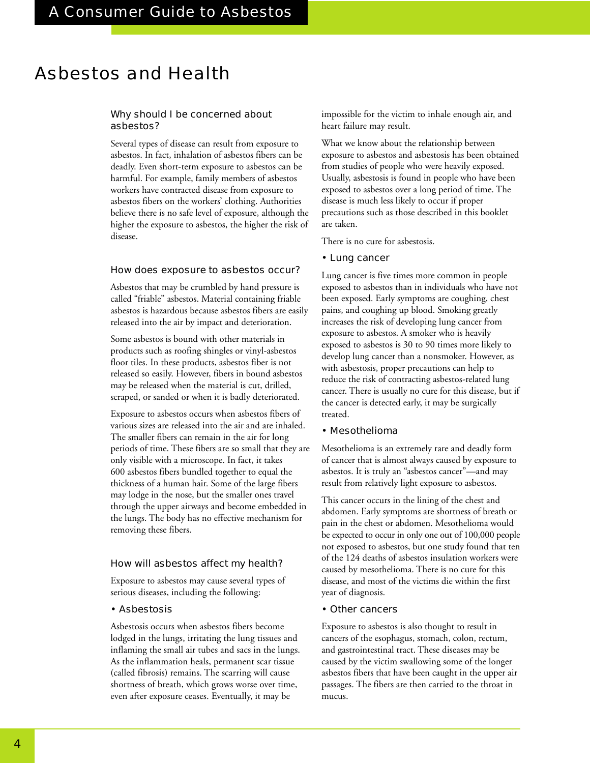# Asbestos and Health

### Why should I be concerned about asbestos?

Several types of disease can result from exposure to asbestos. In fact, inhalation of asbestos fibers can be deadly. Even short-term exposure to asbestos can be harmful. For example, family members of asbestos workers have contracted disease from exposure to asbestos fibers on the workers' clothing. Authorities believe there is no safe level of exposure, although the higher the exposure to asbestos, the higher the risk of disease.

### How does exposure to asbestos occur?

Asbestos that may be crumbled by hand pressure is called "friable" asbestos. Material containing friable asbestos is hazardous because asbestos fibers are easily released into the air by impact and deterioration.

Some asbestos is bound with other materials in products such as roofing shingles or vinyl-asbestos floor tiles. In these products, asbestos fiber is not released so easily. However, fibers in bound asbestos may be released when the material is cut, drilled, scraped, or sanded or when it is badly deteriorated.

Exposure to asbestos occurs when asbestos fibers of various sizes are released into the air and are inhaled. The smaller fibers can remain in the air for long periods of time. These fibers are so small that they are only visible with a microscope. In fact, it takes 600 asbestos fibers bundled together to equal the thickness of a human hair. Some of the large fibers may lodge in the nose, but the smaller ones travel through the upper airways and become embedded in the lungs. The body has no effective mechanism for removing these fibers.

### How will asbestos affect my health?

Exposure to asbestos may cause several types of serious diseases, including the following:

#### • Asbestosis

Asbestosis occurs when asbestos fibers become lodged in the lungs, irritating the lung tissues and inflaming the small air tubes and sacs in the lungs. As the inflammation heals, permanent scar tissue (called fibrosis) remains. The scarring will cause shortness of breath, which grows worse over time, even after exposure ceases. Eventually, it may be impossible for the victim to inhale enough air, and heart failure may result.

What we know about the relationship between exposure to asbestos and asbestosis has been obtained from studies of people who were heavily exposed. Usually, asbestosis is found in people who have been exposed to asbestos over a long period of time. The disease is much less likely to occur if proper precautions such as those described in this booklet are taken.

There is no cure for asbestosis.

#### • Lung cancer

Lung cancer is five times more common in people exposed to asbestos than in individuals who have not been exposed. Early symptoms are coughing, chest pains, and coughing up blood. Smoking greatly increases the risk of developing lung cancer from exposure to asbestos. A smoker who is heavily exposed to asbestos is 30 to 90 times more likely to develop lung cancer than a nonsmoker. However, as with asbestosis, proper precautions can help to reduce the risk of contracting asbestos-related lung cancer. There is usually no cure for this disease, but if the cancer is detected early, it may be surgically treated.

#### • Mesothelioma

Mesothelioma is an extremely rare and deadly form of cancer that is almost always caused by exposure to asbestos. It is truly an "asbestos cancer"—and may result from relatively light exposure to asbestos.

This cancer occurs in the lining of the chest and abdomen. Early symptoms are shortness of breath or pain in the chest or abdomen. Mesothelioma would be expected to occur in only one out of 100,000 people not exposed to asbestos, but one study found that ten of the 124 deaths of asbestos insulation workers were caused by mesothelioma. There is no cure for this disease, and most of the victims die within the first year of diagnosis.

#### • Other cancers

Exposure to asbestos is also thought to result in cancers of the esophagus, stomach, colon, rectum, and gastrointestinal tract. These diseases may be caused by the victim swallowing some of the longer asbestos fibers that have been caught in the upper air passages. The fibers are then carried to the throat in mucus.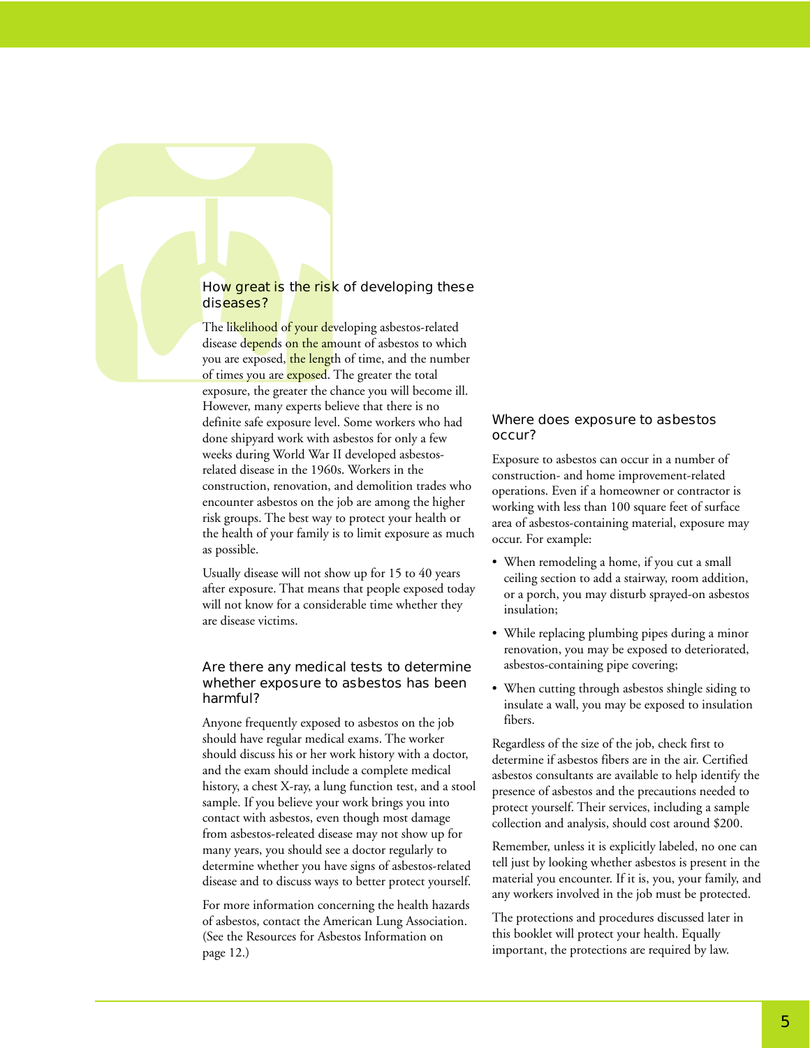## How great is the risk of developing these diseases?

The likelihood of your developing asbestos-related disease depends on the amount of asbestos to which you are exposed, the length of time, and the number of times you are exposed. The greater the total exposure, the greater the chance you will become ill. However, many experts believe that there is no definite safe exposure level. Some workers who had done shipyard work with asbestos for only a few weeks during World War II developed asbestos-related disease in the 1960s. Workers in the construction, renovation, and demolition trades who encounter asbestos on the job are among the higher risk groups. The best way to protect your health or the health of your family is to limit exposure as much as possible.

Usually disease will not show up for 15 to 40 years after exposure. That means that people exposed today will not know for a considerable time whether they are disease victims.

## Are there any medical tests to determine whether exposure to asbestos has been harmful?

Anyone frequently exposed to asbestos on the job should have regular medical exams. The worker should discuss his or her work history with a doctor, and the exam should include a complete medical history, a chest X-ray, a lung function test, and a stool sample. If you believe your work brings you into contact with asbestos, even though most damage from asbestos-releated disease may not show up for many years, you should see a doctor regularly to determine whether you have signs of asbestos-related disease and to discuss ways to better protect yourself.

For more information concerning the health hazards of asbestos, contact the American Lung Association. (See the Resources for Asbestos Information on page 12.)

## Where does exposure to asbestos occur?

Exposure to asbestos can occur in a number of construction- and home improvement-related operations. Even if a homeowner or contractor is working with less than 100 square feet of surface area of asbestos-containing material, exposure may occur. For example:

- When remodeling a home, if you cut a small ceiling section to add a stairway, room addition, or a porch, you may disturb sprayed-on asbestos insulation;
- While replacing plumbing pipes during a minor renovation, you may be exposed to deteriorated, asbestos-containing pipe covering;
- When cutting through asbestos shingle siding to insulate a wall, you may be exposed to insulation fibers.

Regardless of the size of the job, check first to determine if asbestos fibers are in the air. Certified asbestos consultants are available to help identify the presence of asbestos and the precautions needed to protect yourself. Their services, including a sample collection and analysis, should cost around $200.

Remember, unless it is explicitly labeled, no one can tell just by looking whether asbestos is present in the material you encounter. If it is, you, your family, and any workers involved in the job must be protected.

The protections and procedures discussed later in this booklet will protect your health. Equally important, the protections are required by law.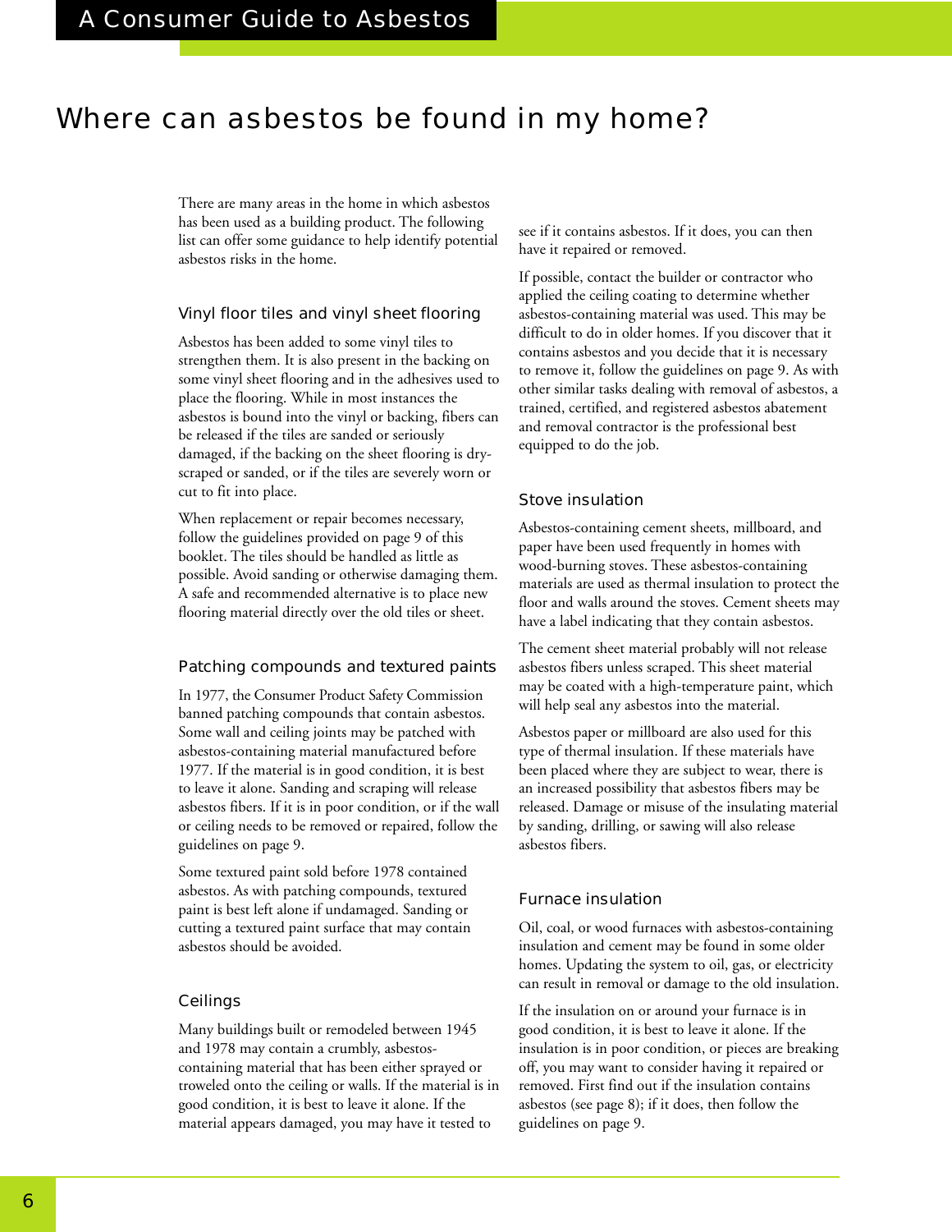# Where can asbestos be found in my home?

There are many areas in the home in which asbestos has been used as a building product. The following list can offer some guidance to help identify potential asbestos risks in the home.

## Vinyl floor tiles and vinyl sheet flooring

Asbestos has been added to some vinyl tiles to strengthen them. It is also present in the backing on some vinyl sheet flooring and in the adhesives used to place the flooring. While in most instances the asbestos is bound into the vinyl or backing, fibers can be released if the tiles are sanded or seriously damaged, if the backing on the sheet flooring is dry-scraped or sanded, or if the tiles are severely worn or cut to fit into place.

When replacement or repair becomes necessary, follow the guidelines provided on page 9 of this booklet. The tiles should be handled as little as possible. Avoid sanding or otherwise damaging them. A safe and recommended alternative is to place new flooring material directly over the old tiles or sheet.

## Patching compounds and textured paints

In 1977, the Consumer Product Safety Commission banned patching compounds that contain asbestos. Some wall and ceiling joints may be patched with asbestos-containing material manufactured before 1977. If the material is in good condition, it is best to leave it alone. Sanding and scraping will release asbestos fibers. If it is in poor condition, or if the wall or ceiling needs to be removed or repaired, follow the guidelines on page 9.

Some textured paint sold before 1978 contained asbestos. As with patching compounds, textured paint is best left alone if undamaged. Sanding or cutting a textured paint surface that may contain asbestos should be avoided.

## Ceilings

Many buildings built or remodeled between 1945 and 1978 may contain a crumbly, asbestos-containing material that has been either sprayed or troweled onto the ceiling or walls. If the material is in good condition, it is best to leave it alone. If the material appears damaged, you may have it tested to see if it contains asbestos. If it does, you can then have it repaired or removed.

If possible, contact the builder or contractor who applied the ceiling coating to determine whether asbestos-containing material was used. This may be difficult to do in older homes. If you discover that it contains asbestos and you decide that it is necessary to remove it, follow the guidelines on page 9. As with other similar tasks dealing with removal of asbestos, a trained, certified, and registered asbestos abatement and removal contractor is the professional best equipped to do the job.

## Stove insulation

Asbestos-containing cement sheets, millboard, and paper have been used frequently in homes with wood-burning stoves. These asbestos-containing materials are used as thermal insulation to protect the floor and walls around the stoves. Cement sheets may have a label indicating that they contain asbestos.

The cement sheet material probably will not release asbestos fibers unless scraped. This sheet material may be coated with a high-temperature paint, which will help seal any asbestos into the material.

Asbestos paper or millboard are also used for this type of thermal insulation. If these materials have been placed where they are subject to wear, there is an increased possibility that asbestos fibers may be released. Damage or misuse of the insulating material by sanding, drilling, or sawing will also release asbestos fibers.

## Furnace insulation

Oil, coal, or wood furnaces with asbestos-containing insulation and cement may be found in some older homes. Updating the system to oil, gas, or electricity can result in removal or damage to the old insulation.

If the insulation on or around your furnace is in good condition, it is best to leave it alone. If the insulation is in poor condition, or pieces are breaking off, you may want to consider having it repaired or removed. First find out if the insulation contains asbestos (see page 8); if it does, then follow the guidelines on page 9.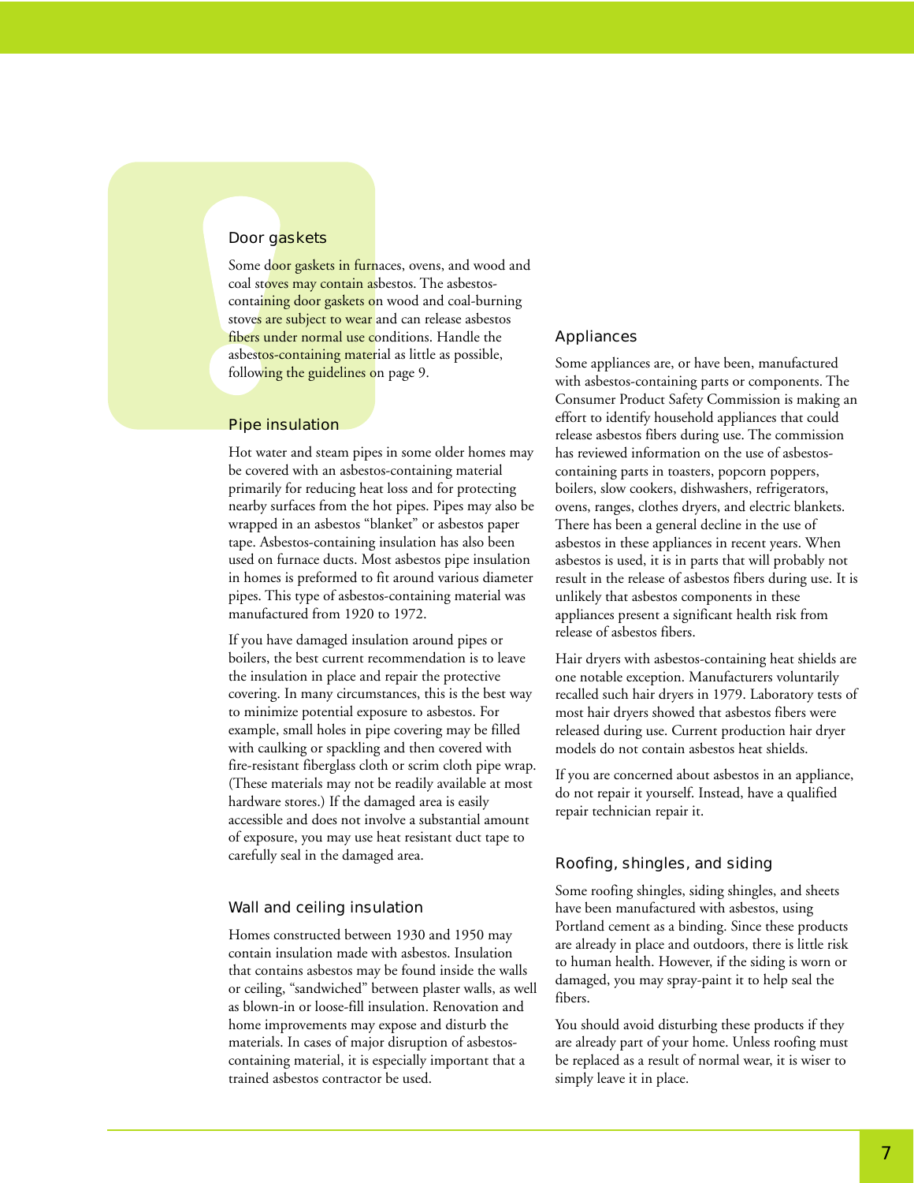## Door gaskets

Some door gaskets in furnaces, ovens, and wood and coal stoves may contain asbestos. The asbestos-containing door gaskets on wood and coal-burning stoves are subject to wear and can release asbestos fibers under normal use conditions. Handle the asbestos-containing material as little as possible, following the guidelines on page 9.

## Pipe insulation

Hot water and steam pipes in some older homes may be covered with an asbestos-containing material primarily for reducing heat loss and for protecting nearby surfaces from the hot pipes. Pipes may also be wrapped in an asbestos "blanket" or asbestos paper tape. Asbestos-containing insulation has also been used on furnace ducts. Most asbestos pipe insulation in homes is preformed to fit around various diameter pipes. This type of asbestos-containing material was manufactured from 1920 to 1972.

If you have damaged insulation around pipes or boilers, the best current recommendation is to leave the insulation in place and repair the protective covering. In many circumstances, this is the best way to minimize potential exposure to asbestos. For example, small holes in pipe covering may be filled with caulking or spackling and then covered with fire-resistant fiberglass cloth or scrim cloth pipe wrap. (These materials may not be readily available at most hardware stores.) If the damaged area is easily accessible and does not involve a substantial amount of exposure, you may use heat resistant duct tape to carefully seal in the damaged area.

## Wall and ceiling insulation

Homes constructed between 1930 and 1950 may contain insulation made with asbestos. Insulation that contains asbestos may be found inside the walls or ceiling, "sandwiched" between plaster walls, as well as blown-in or loose-fill insulation. Renovation and home improvements may expose and disturb the materials. In cases of major disruption of asbestos-containing material, it is especially important that a trained asbestos contractor be used.

## Appliances

Some appliances are, or have been, manufactured with asbestos-containing parts or components. The Consumer Product Safety Commission is making an effort to identify household appliances that could release asbestos fibers during use. The commission has reviewed information on the use of asbestos-containing parts in toasters, popcorn poppers, boilers, slow cookers, dishwashers, refrigerators, ovens, ranges, clothes dryers, and electric blankets. There has been a general decline in the use of asbestos in these appliances in recent years. When asbestos is used, it is in parts that will probably not result in the release of asbestos fibers during use. It is unlikely that asbestos components in these appliances present a significant health risk from release of asbestos fibers.

Hair dryers with asbestos-containing heat shields are one notable exception. Manufacturers voluntarily recalled such hair dryers in 1979. Laboratory tests of most hair dryers showed that asbestos fibers were released during use. Current production hair dryer models do not contain asbestos heat shields.

If you are concerned about asbestos in an appliance, do not repair it yourself. Instead, have a qualified repair technician repair it.

## Roofing, shingles, and siding

Some roofing shingles, siding shingles, and sheets have been manufactured with asbestos, using Portland cement as a binding. Since these products are already in place and outdoors, there is little risk to human health. However, if the siding is worn or damaged, you may spray-paint it to help seal the fibers.

You should avoid disturbing these products if they are already part of your home. Unless roofing must be replaced as a result of normal wear, it is wiser to simply leave it in place.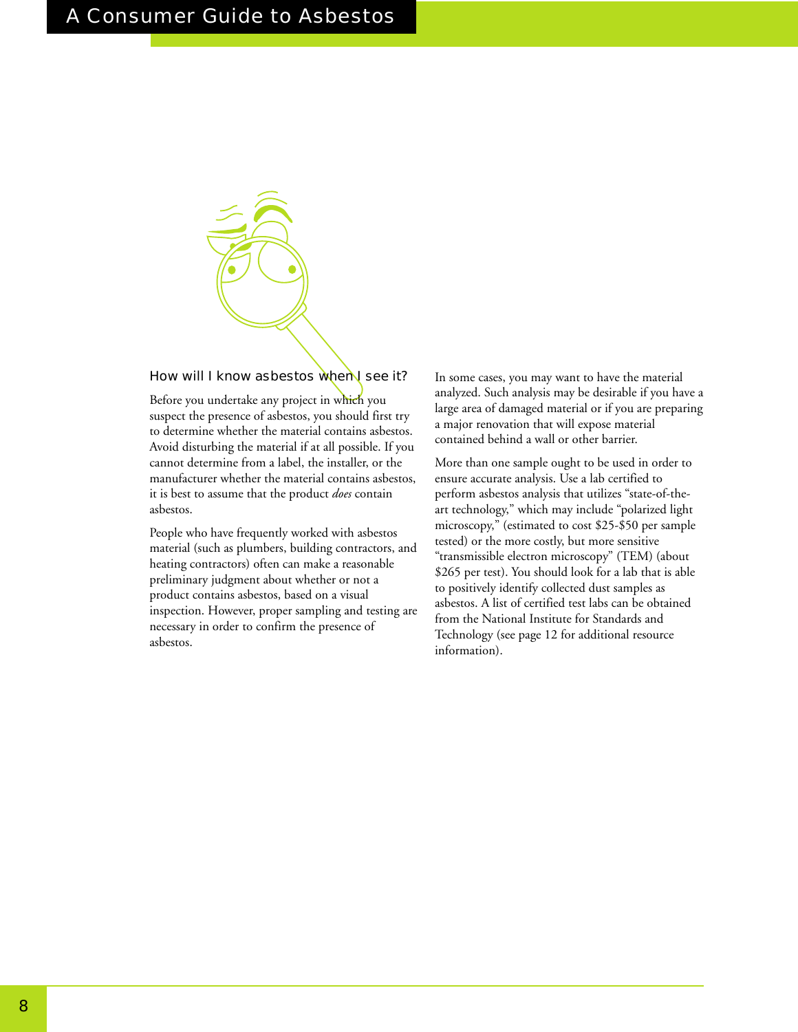## How will I know asbestos when I see it?

Before you undertake any project in which you suspect the presence of asbestos, you should first try to determine whether the material contains asbestos. Avoid disturbing the material if at all possible. If you cannot determine from a label, the installer, or the manufacturer whether the material contains asbestos, it is best to assume that the product *does* contain asbestos.

People who have frequently worked with asbestos material (such as plumbers, building contractors, and heating contractors) often can make a reasonable preliminary judgment about whether or not a product contains asbestos, based on a visual inspection. However, proper sampling and testing are necessary in order to confirm the presence of asbestos.

In some cases, you may want to have the material analyzed. Such analysis may be desirable if you have a large area of damaged material or if you are preparing a major renovation that will expose material contained behind a wall or other barrier.

More than one sample ought to be used in order to ensure accurate analysis. Use a lab certified to perform asbestos analysis that utilizes "state-of-the-art technology," which may include "polarized light microscopy," (estimated to cost $25-$50 per sample tested) or the more costly, but more sensitive "transmissible electron microscopy" (TEM) (about $265 per test). You should look for a lab that is able to positively identify collected dust samples as asbestos. A list of certified test labs can be obtained from the National Institute for Standards and Technology (see page 12 for additional resource information).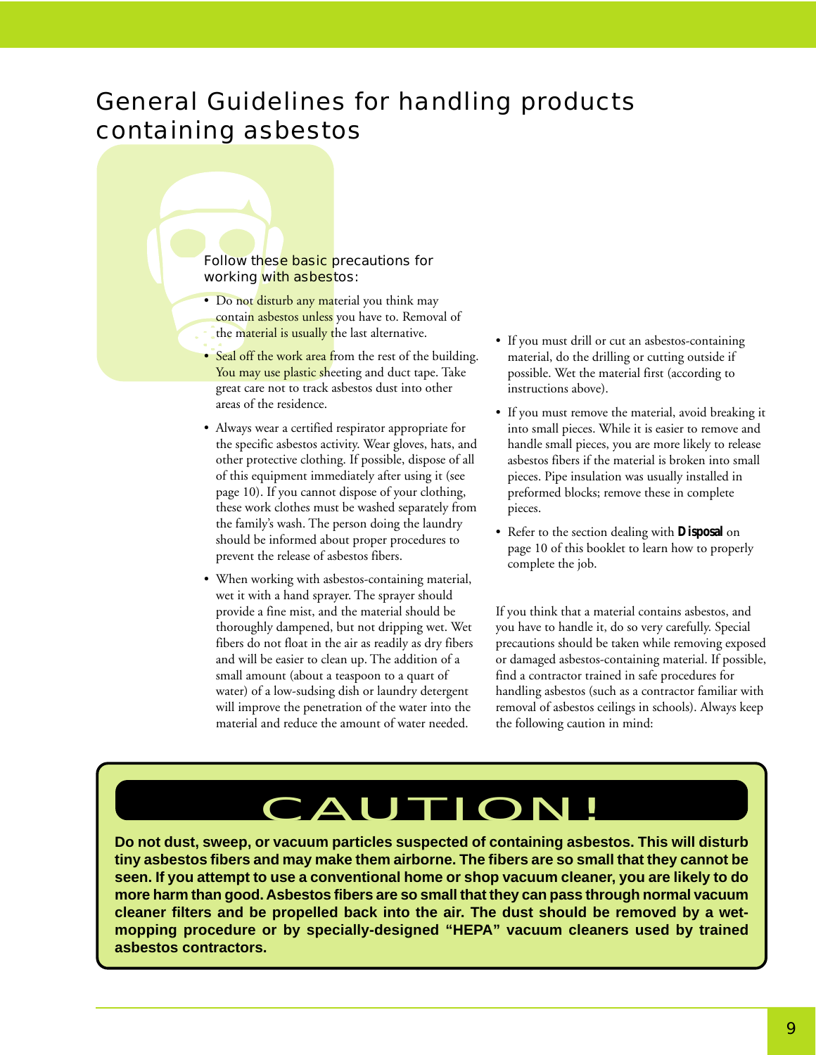# General Guidelines for handling products containing asbestos

Follow these basic precautions for working with asbestos:

- Do not disturb any material you think may contain asbestos unless you have to. Removal of the material is usually the last alternative.
- Seal off the work area from the rest of the building. You may use plastic sheeting and duct tape. Take great care not to track asbestos dust into other areas of the residence.
- Always wear a certified respirator appropriate for the specific asbestos activity. Wear gloves, hats, and other protective clothing. If possible, dispose of all of this equipment immediately after using it (see page 10). If you cannot dispose of your clothing, these work clothes must be washed separately from the family's wash. The person doing the laundry should be informed about proper procedures to prevent the release of asbestos fibers.
- When working with asbestos-containing material, wet it with a hand sprayer. The sprayer should provide a fine mist, and the material should be thoroughly dampened, but not dripping wet. Wet fibers do not float in the air as readily as dry fibers and will be easier to clean up. The addition of a small amount (about a teaspoon to a quart of water) of a low-sudsing dish or laundry detergent will improve the penetration of the water into the material and reduce the amount of water needed.
- If you must drill or cut an asbestos-containing material, do the drilling or cutting outside if possible. Wet the material first (according to instructions above).
- If you must remove the material, avoid breaking it into small pieces. While it is easier to remove and handle small pieces, you are more likely to release asbestos fibers if the material is broken into small pieces. Pipe insulation was usually installed in preformed blocks; remove these in complete pieces.
- Refer to the section dealing with **Disposal** on page 10 of this booklet to learn how to properly complete the job.

If you think that a material contains asbestos, and you have to handle it, do so very carefully. Special precautions should be taken while removing exposed or damaged asbestos-containing material. If possible, find a contractor trained in safe procedures for handling asbestos (such as a contractor familiar with removal of asbestos ceilings in schools). Always keep the following caution in mind:

## CAUTION!

**Do not dust, sweep, or vacuum particles suspected of containing asbestos. This will disturb tiny asbestos fibers and may make them airborne. The fibers are so small that they cannot be seen. If you attempt to use a conventional home or shop vacuum cleaner, you are likely to do more harm than good. Asbestos fibers are so small that they can pass through normal vacuum cleaner filters and be propelled back into the air. The dust should be removed by a wet-mopping procedure or by specially-designed "HEPA" vacuum cleaners used by trained asbestos contractors.**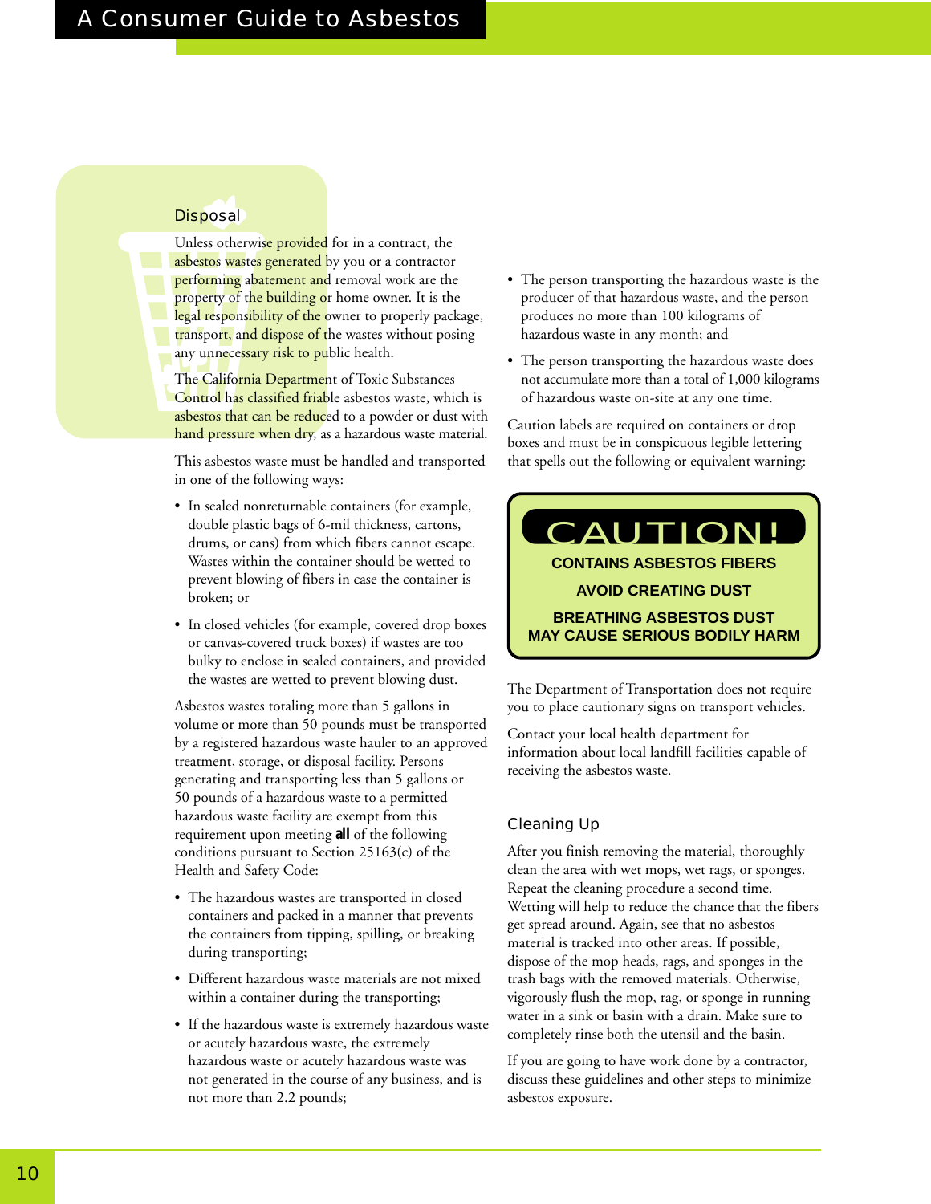## Disposal

Unless otherwise provided for in a contract, the asbestos wastes generated by you or a contractor performing abatement and removal work are the property of the building or home owner. It is the legal responsibility of the owner to properly package, transport, and dispose of the wastes without posing any unnecessary risk to public health.

The California Department of Toxic Substances Control has classified friable asbestos waste, which is asbestos that can be reduced to a powder or dust with hand pressure when dry, as a hazardous waste material.

This asbestos waste must be handled and transported in one of the following ways:

- In sealed nonreturnable containers (for example, double plastic bags of 6-mil thickness, cartons, drums, or cans) from which fibers cannot escape. Wastes within the container should be wetted to prevent blowing of fibers in case the container is broken; or
- In closed vehicles (for example, covered drop boxes or canvas-covered truck boxes) if wastes are too bulky to enclose in sealed containers, and provided the wastes are wetted to prevent blowing dust.

Asbestos wastes totaling more than 5 gallons in volume or more than 50 pounds must be transported by a registered hazardous waste hauler to an approved treatment, storage, or disposal facility. Persons generating and transporting less than 5 gallons or 50 pounds of a hazardous waste to a permitted hazardous waste facility are exempt from this requirement upon meeting **all** of the following conditions pursuant to Section 25163(c) of the Health and Safety Code:

- The hazardous wastes are transported in closed containers and packed in a manner that prevents the containers from tipping, spilling, or breaking during transporting;
- Different hazardous waste materials are not mixed within a container during the transporting;
- If the hazardous waste is extremely hazardous waste or acutely hazardous waste, the extremely hazardous waste or acutely hazardous waste was not generated in the course of any business, and is not more than 2.2 pounds;
- The person transporting the hazardous waste is the producer of that hazardous waste, and the person produces no more than 100 kilograms of hazardous waste in any month; and
- The person transporting the hazardous waste does not accumulate more than a total of 1,000 kilograms of hazardous waste on-site at any one time.

Caution labels are required on containers or drop boxes and must be in conspicuous legible lettering that spells out the following or equivalent warning:

**CAUTION!**

**CONTAINS ASBESTOS FIBERS**

**AVOID CREATING DUST**

**BREATHING ASBESTOS DUST MAY CAUSE SERIOUS BODILY HARM**

The Department of Transportation does not require you to place cautionary signs on transport vehicles.

Contact your local health department for information about local landfill facilities capable of receiving the asbestos waste.

## Cleaning Up

After you finish removing the material, thoroughly clean the area with wet mops, wet rags, or sponges. Repeat the cleaning procedure a second time. Wetting will help to reduce the chance that the fibers get spread around. Again, see that no asbestos material is tracked into other areas. If possible, dispose of the mop heads, rags, and sponges in the trash bags with the removed materials. Otherwise, vigorously flush the mop, rag, or sponge in running water in a sink or basin with a drain. Make sure to completely rinse both the utensil and the basin.

If you are going to have work done by a contractor, discuss these guidelines and other steps to minimize asbestos exposure.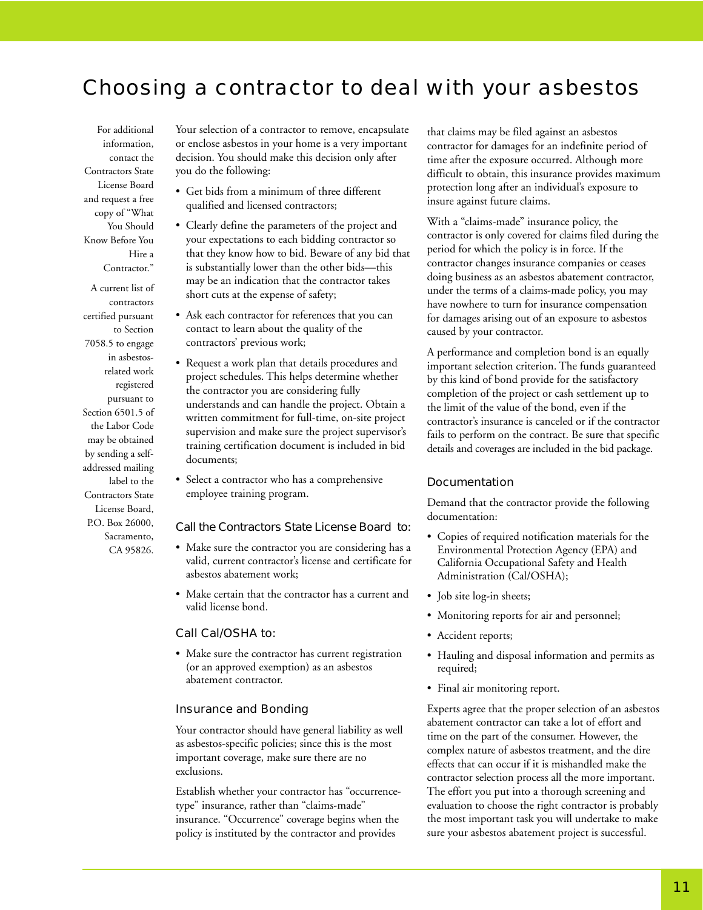# Choosing a contractor to deal with your asbestos

For additional information, contact the Contractors State License Board and request a free copy of "What You Should Know Before You Hire a Contractor."

A current list of contractors certified pursuant to Section 7058.5 to engage in asbestos-related work registered pursuant to Section 6501.5 of the Labor Code may be obtained by sending a self-addressed mailing label to the Contractors State License Board, P.O. Box 26000, Sacramento, CA 95826.

Your selection of a contractor to remove, encapsulate or enclose asbestos in your home is a very important decision. You should make this decision only after you do the following:

- Get bids from a minimum of three different qualified and licensed contractors;
- Clearly define the parameters of the project and your expectations to each bidding contractor so that they know how to bid. Beware of any bid that is substantially lower than the other bids—this may be an indication that the contractor takes short cuts at the expense of safety;
- Ask each contractor for references that you can contact to learn about the quality of the contractors' previous work;
- Request a work plan that details procedures and project schedules. This helps determine whether the contractor you are considering fully understands and can handle the project. Obtain a written commitment for full-time, on-site project supervision and make sure the project supervisor's training certification document is included in bid documents;
- Select a contractor who has a comprehensive employee training program.

### Call the Contractors State License Board to:

- Make sure the contractor you are considering has a valid, current contractor's license and certificate for asbestos abatement work;
- Make certain that the contractor has a current and valid license bond.

### Call Cal/OSHA to:

- Make sure the contractor has current registration (or an approved exemption) as an asbestos abatement contractor.

### Insurance and Bonding

Your contractor should have general liability as well as asbestos-specific policies; since this is the most important coverage, make sure there are no exclusions.

Establish whether your contractor has "occurrence-type" insurance, rather than "claims-made" insurance. "Occurrence" coverage begins when the policy is instituted by the contractor and provides that claims may be filed against an asbestos contractor for damages for an indefinite period of time after the exposure occurred. Although more difficult to obtain, this insurance provides maximum protection long after an individual's exposure to insure against future claims.

With a "claims-made" insurance policy, the contractor is only covered for claims filed during the period for which the policy is in force. If the contractor changes insurance companies or ceases doing business as an asbestos abatement contractor, under the terms of a claims-made policy, you may have nowhere to turn for insurance compensation for damages arising out of an exposure to asbestos caused by your contractor.

A performance and completion bond is an equally important selection criterion. The funds guaranteed by this kind of bond provide for the satisfactory completion of the project or cash settlement up to the limit of the value of the bond, even if the contractor's insurance is canceled or if the contractor fails to perform on the contract. Be sure that specific details and coverages are included in the bid package.

### Documentation

Demand that the contractor provide the following documentation:

- Copies of required notification materials for the Environmental Protection Agency (EPA) and California Occupational Safety and Health Administration (Cal/OSHA);
- Job site log-in sheets;
- Monitoring reports for air and personnel;
- Accident reports;
- Hauling and disposal information and permits as required;
- Final air monitoring report.

Experts agree that the proper selection of an asbestos abatement contractor can take a lot of effort and time on the part of the consumer. However, the complex nature of asbestos treatment, and the dire effects that can occur if it is mishandled make the contractor selection process all the more important. The effort you put into a thorough screening and evaluation to choose the right contractor is probably the most important task you will undertake to make sure your asbestos abatement project is successful.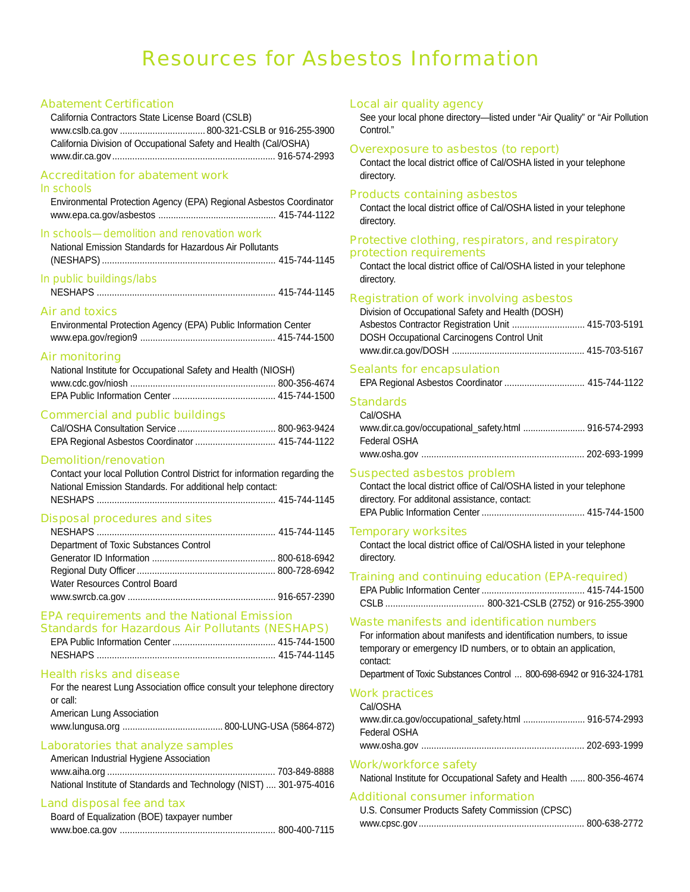# Resources for Asbestos Information

## Abatement Certification

California Contractors State License Board (CSLB)
www.cslb.ca.gov .................................. 800-321-CSLB or 916-255-3900

California Division of Occupational Safety and Health (Cal/OSHA)
www.dir.ca.gov ................................................................ 916-574-2993

## Accreditation for abatement work

### In schools

Environmental Protection Agency (EPA) Regional Asbestos Coordinator
www.epa.ca.gov/asbestos .............................................. 415-744-1122

### In schools—demolition and renovation work

National Emission Standards for Hazardous Air Pollutants (NESHAPS) .................................................................... 415-744-1145

### In public buildings/labs

NESHAPS ...................................................................... 415-744-1145

## Air and toxics

Environmental Protection Agency (EPA) Public Information Center
www.epa.gov/region9 ..................................................... 415-744-1500

## Air monitoring

National Institute for Occupational Safety and Health (NIOSH)
www.cdc.gov/niosh ......................................................... 800-356-4674

EPA Public Information Center ......................................... 415-744-1500

## Commercial and public buildings

Cal/OSHA Consultation Service ....................................... 800-963-9424

EPA Regional Asbestos Coordinator ................................ 415-744-1122

## Demolition/renovation

Contact your local Pollution Control District for information regarding the National Emission Standards. For additional help contact:
NESHAPS ...................................................................... 415-744-1145

## Disposal procedures and sites

NESHAPS ...................................................................... 415-744-1145

Department of Toxic Substances Control
Generator ID Information ................................................. 800-618-6942
Regional Duty Officer ...................................................... 800-728-6942

Water Resources Control Board
www.swrcb.ca.gov .......................................................... 916-657-2390

## EPA requirements and the National Emission Standards for Hazardous Air Pollutants (NESHAPS)

EPA Public Information Center ......................................... 415-744-1500

NESHAPS ...................................................................... 415-744-1145

## Health risks and disease

For the nearest Lung Association office consult your telephone directory or call:

American Lung Association
www.lungusa.org ........................................ 800-LUNG-USA (5864-872)

## Laboratories that analyze samples

American Industrial Hygiene Association
www.aiha.org ................................................................... 703-849-8888

National Institute of Standards and Technology (NIST) .... 301-975-4016

## Land disposal fee and tax

Board of Equalization (BOE) taxpayer number
www.boe.ca.gov ............................................................. 800-400-7115

## Local air quality agency

See your local phone directory—listed under "Air Quality" or "Air Pollution Control."

## Overexposure to asbestos (to report)

Contact the local district office of Cal/OSHA listed in your telephone directory.

## Products containing asbestos

Contact the local district office of Cal/OSHA listed in your telephone directory.

## Protective clothing, respirators, and respiratory protection requirements

Contact the local district office of Cal/OSHA listed in your telephone directory.

## Registration of work involving asbestos

Division of Occupational Safety and Health (DOSH)
Asbestos Contractor Registration Unit ............................ 415-703-5191

DOSH Occupational Carcinogens Control Unit
www.dir.ca.gov/DOSH .................................................... 415-703-5167

## Sealants for encapsulation

EPA Regional Asbestos Coordinator ................................ 415-744-1122

## Standards

Cal/OSHA
www.dir.ca.gov/occupational_safety.html ......................... 916-574-2993

Federal OSHA
www.osha.gov ................................................................ 202-693-1999

## Suspected asbestos problem

Contact the local district office of Cal/OSHA listed in your telephone directory. For additonal assistance, contact:
EPA Public Information Center ......................................... 415-744-1500

## Temporary worksites

Contact the local district office of Cal/OSHA listed in your telephone directory.

## Training and continuing education (EPA-required)

EPA Public Information Center ......................................... 415-744-1500

CSLB ....................................... 800-321-CSLB (2752) or 916-255-3900

## Waste manifests and identification numbers

For information about manifests and identification numbers, to issue temporary or emergency ID numbers, or to obtain an application, contact:
Department of Toxic Substances Control ... 800-698-6942 or 916-324-1781

## Work practices

Cal/OSHA
www.dir.ca.gov/occupational_safety.html ......................... 916-574-2993

Federal OSHA
www.osha.gov ................................................................ 202-693-1999

## Work/workforce safety

National Institute for Occupational Safety and Health ...... 800-356-4674

## Additional consumer information

U.S. Consumer Products Safety Commission (CPSC)
www.cpsc.gov ................................................................. 800-638-2772